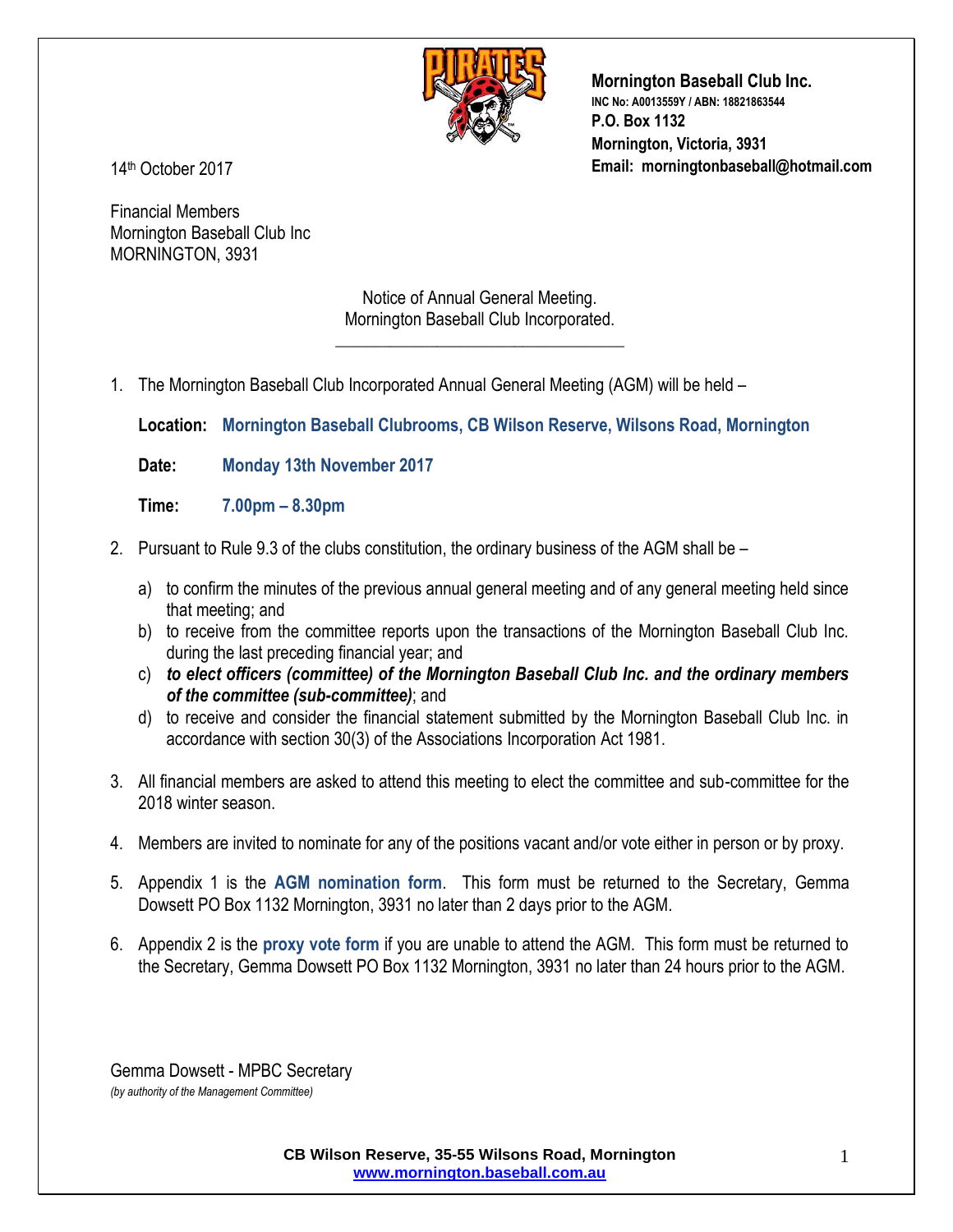**Mornington Baseball Club Inc.**
**INC No: A0013559Y / ABN: 18821863544**
**P.O. Box 1132**
**Mornington, Victoria, 3931**
**Email: morningtonbaseball@hotmail.com**

14th October 2017

Financial Members
Mornington Baseball Club Inc
MORNINGTON, 3931

Notice of Annual General Meeting.
Mornington Baseball Club Incorporated.

---

1. The Mornington Baseball Club Incorporated Annual General Meeting (AGM) will be held –

   **Location:** **Mornington Baseball Clubrooms, CB Wilson Reserve, Wilsons Road, Mornington**

   **Date:** **Monday 13th November 2017**

   **Time:** **7.00pm – 8.30pm**

2. Pursuant to Rule 9.3 of the clubs constitution, the ordinary business of the AGM shall be –

   a) to confirm the minutes of the previous annual general meeting and of any general meeting held since that meeting; and
   b) to receive from the committee reports upon the transactions of the Mornington Baseball Club Inc. during the last preceding financial year; and
   c) ***to elect officers (committee) of the Mornington Baseball Club Inc. and the ordinary members of the committee (sub-committee)***; and
   d) to receive and consider the financial statement submitted by the Mornington Baseball Club Inc. in accordance with section 30(3) of the Associations Incorporation Act 1981.

3. All financial members are asked to attend this meeting to elect the committee and sub-committee for the 2018 winter season.

4. Members are invited to nominate for any of the positions vacant and/or vote either in person or by proxy.

5. Appendix 1 is the **AGM nomination form**. This form must be returned to the Secretary, Gemma Dowsett PO Box 1132 Mornington, 3931 no later than 2 days prior to the AGM.

6. Appendix 2 is the **proxy vote form** if you are unable to attend the AGM. This form must be returned to the Secretary, Gemma Dowsett PO Box 1132 Mornington, 3931 no later than 24 hours prior to the AGM.

Gemma Dowsett - MPBC Secretary
*(by authority of the Management Committee)*

**CB Wilson Reserve, 35-55 Wilsons Road, Mornington**
**www.mornington.baseball.com.au**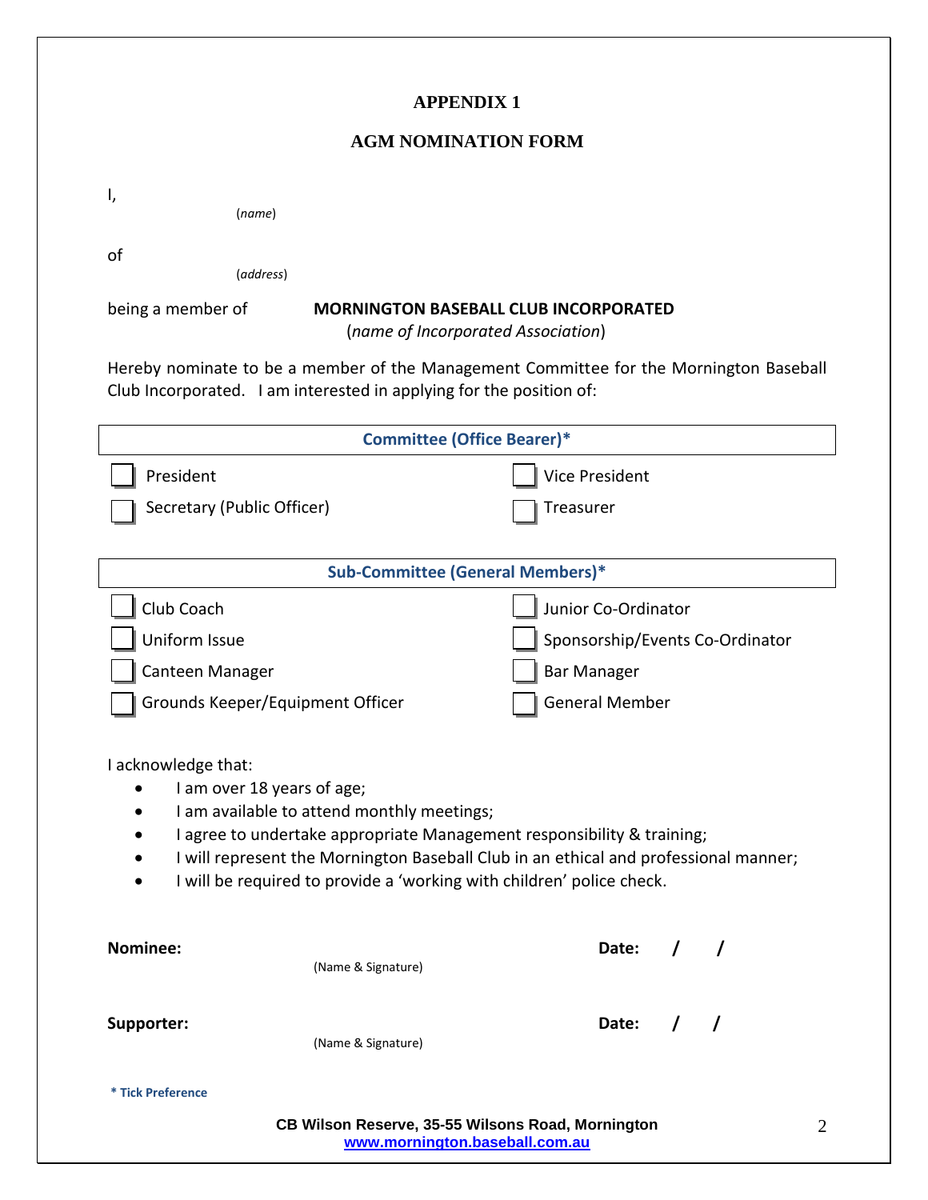## APPENDIX 1

## AGM NOMINATION FORM

I,
(*name*)

of
(*address*)

being a member of **MORNINGTON BASEBALL CLUB INCORPORATED**
(*name of Incorporated Association*)

Hereby nominate to be a member of the Management Committee for the Mornington Baseball Club Incorporated. I am interested in applying for the position of:

| Committee (Office Bearer)* | |
|---|---|
| ☐ President | ☐ Vice President |
| ☐ Secretary (Public Officer) | ☐ Treasurer |

| Sub-Committee (General Members)* | |
|---|---|
| ☐ Club Coach | ☐ Junior Co-Ordinator |
| ☐ Uniform Issue | ☐ Sponsorship/Events Co-Ordinator |
| ☐ Canteen Manager | ☐ Bar Manager |
| ☐ Grounds Keeper/Equipment Officer | ☐ General Member |

I acknowledge that:

- I am over 18 years of age;
- I am available to attend monthly meetings;
- I agree to undertake appropriate Management responsibility & training;
- I will represent the Mornington Baseball Club in an ethical and professional manner;
- I will be required to provide a 'working with children' police check.

**Nominee:** (Name & Signature) **Date:** / /

**Supporter:** (Name & Signature) **Date:** / /

**\* Tick Preference**

**CB Wilson Reserve, 35-55 Wilsons Road, Mornington**
www.mornington.baseball.com.au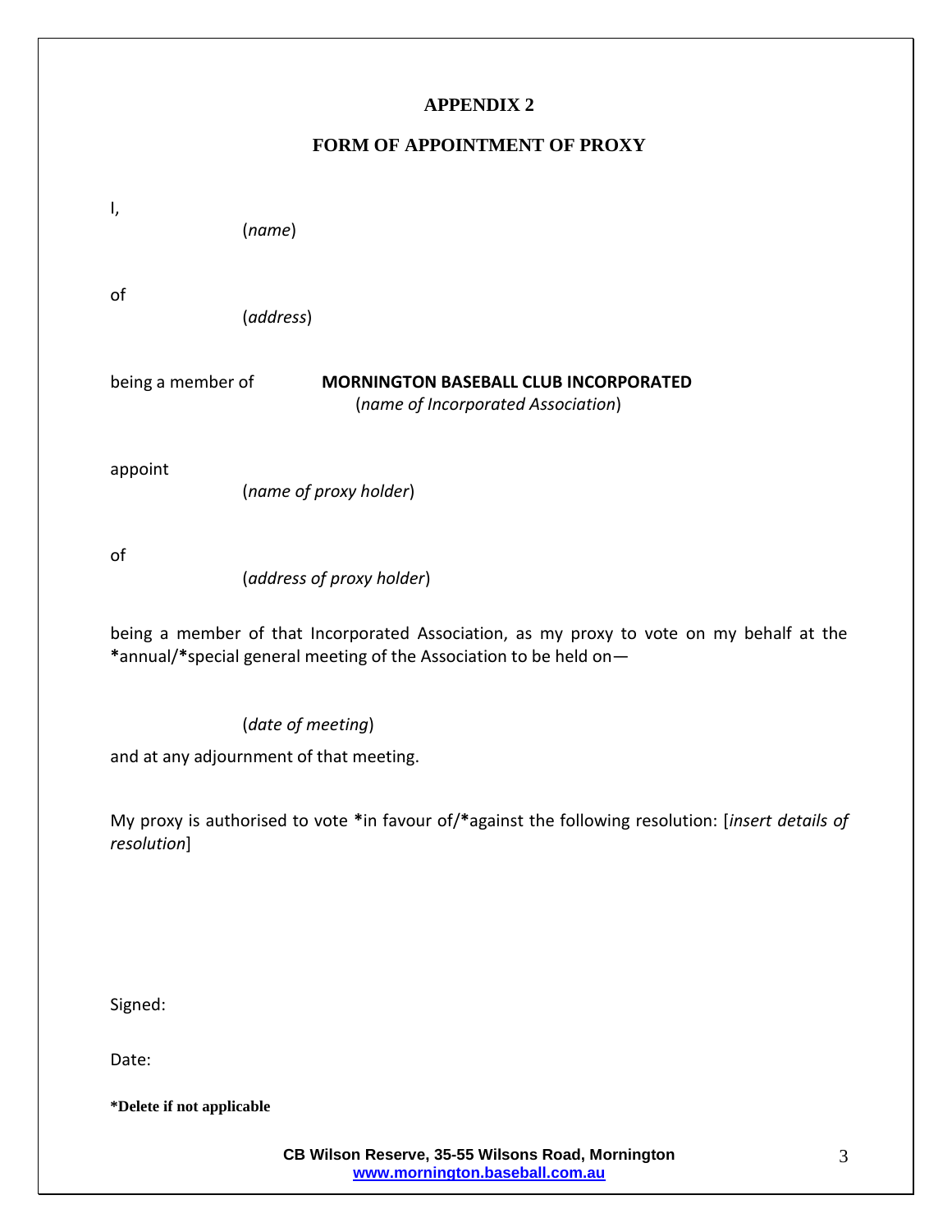## APPENDIX 2

## FORM OF APPOINTMENT OF PROXY

I,

(*name*)

of

(*address*)

being a member of **MORNINGTON BASEBALL CLUB INCORPORATED**

(*name of Incorporated Association*)

appoint

(*name of proxy holder*)

of

(*address of proxy holder*)

being a member of that Incorporated Association, as my proxy to vote on my behalf at the **\***annual/**\***special general meeting of the Association to be held on—

(*date of meeting*)

and at any adjournment of that meeting.

My proxy is authorised to vote **\***in favour of/**\***against the following resolution: [*insert details of resolution*]

Signed:

Date:

**\*Delete if not applicable**

**CB Wilson Reserve, 35-55 Wilsons Road, Mornington**
**www.mornington.baseball.com.au**